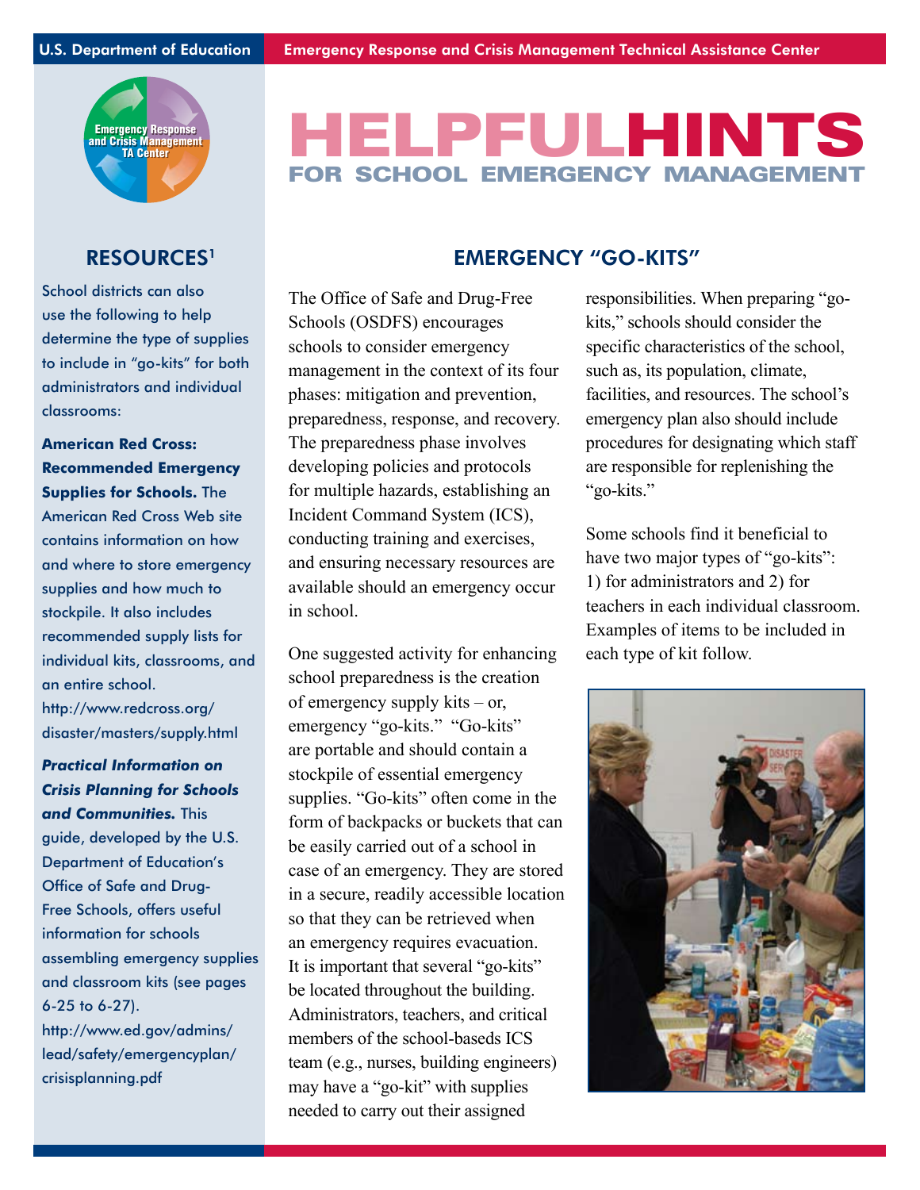U.S. Department of Education — Emergency Response and Crisis Management Technical Assistance Center

# HELPFUL HINTS
## FOR SCHOOL EMERGENCY MANAGEMENT

## EMERGENCY "GO-KITS"

The Office of Safe and Drug-Free Schools (OSDFS) encourages schools to consider emergency management in the context of its four phases: mitigation and prevention, preparedness, response, and recovery. The preparedness phase involves developing policies and protocols for multiple hazards, establishing an Incident Command System (ICS), conducting training and exercises, and ensuring necessary resources are available should an emergency occur in school.

One suggested activity for enhancing school preparedness is the creation of emergency supply kits – or, emergency "go-kits." "Go-kits" are portable and should contain a stockpile of essential emergency supplies. "Go-kits" often come in the form of backpacks or buckets that can be easily carried out of a school in case of an emergency. They are stored in a secure, readily accessible location so that they can be retrieved when an emergency requires evacuation. It is important that several "go-kits" be located throughout the building. Administrators, teachers, and critical members of the school-baseds ICS team (e.g., nurses, building engineers) may have a "go-kit" with supplies needed to carry out their assigned responsibilities. When preparing "go-kits," schools should consider the specific characteristics of the school, such as, its population, climate, facilities, and resources. The school's emergency plan also should include procedures for designating which staff are responsible for replenishing the "go-kits."

Some schools find it beneficial to have two major types of "go-kits": 1) for administrators and 2) for teachers in each individual classroom. Examples of items to be included in each type of kit follow.

## RESOURCES[1]

School districts can also use the following to help determine the type of supplies to include in "go-kits" for both administrators and individual classrooms:

**American Red Cross: Recommended Emergency Supplies for Schools.** The American Red Cross Web site contains information on how and where to store emergency supplies and how much to stockpile. It also includes recommended supply lists for individual kits, classrooms, and an entire school. http://www.redcross.org/disaster/masters/supply.html

***Practical Information on Crisis Planning for Schools and Communities.*** This guide, developed by the U.S. Department of Education's Office of Safe and Drug-Free Schools, offers useful information for schools assembling emergency supplies and classroom kits (see pages 6-25 to 6-27). http://www.ed.gov/admins/lead/safety/emergencyplan/crisisplanning.pdf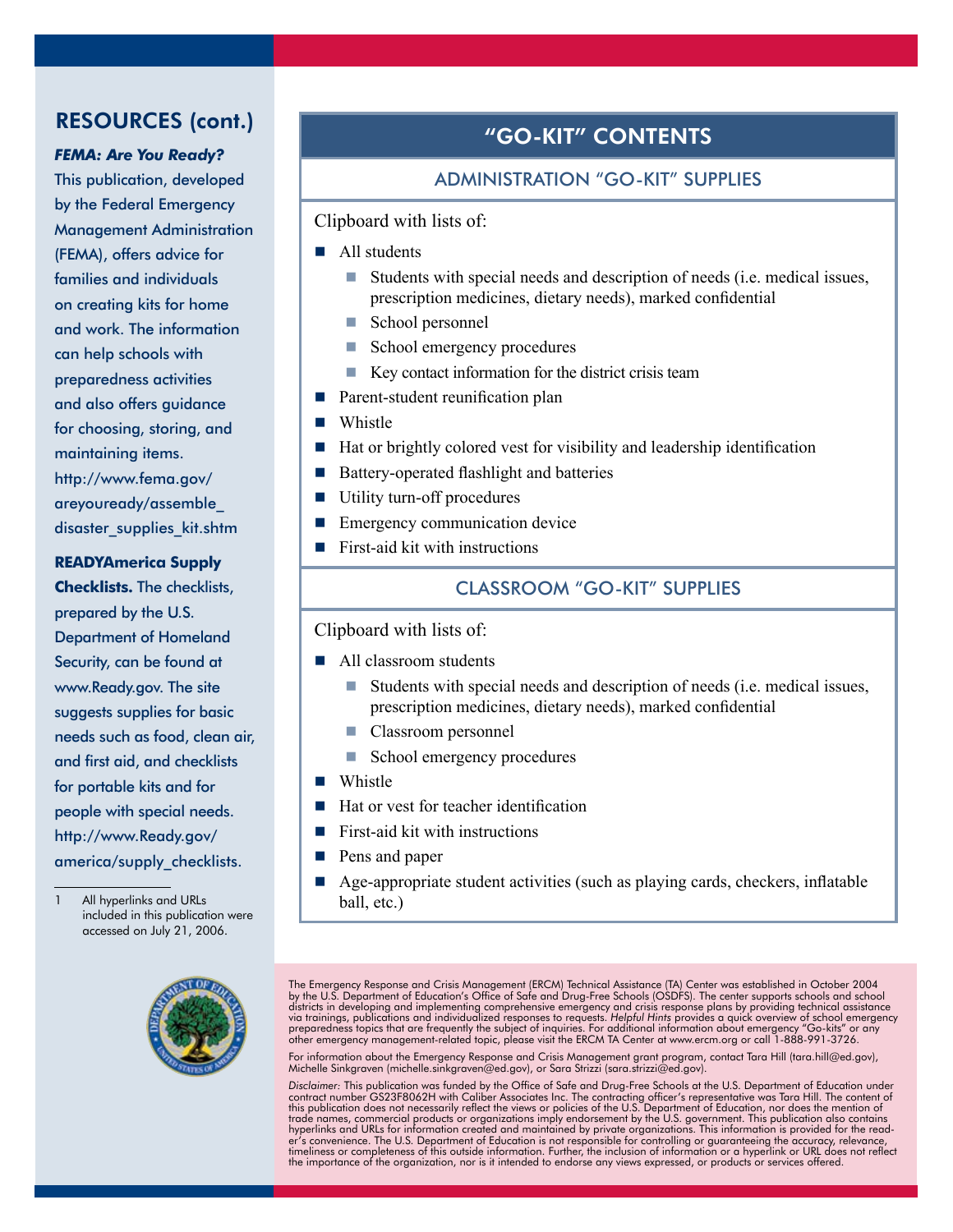## RESOURCES (cont.)

***FEMA: Are You Ready?*** This publication, developed by the Federal Emergency Management Administration (FEMA), offers advice for families and individuals on creating kits for home and work. The information can help schools with preparedness activities and also offers guidance for choosing, storing, and maintaining items. http://www.fema.gov/areyouready/assemble_disaster_supplies_kit.shtm

**READYAmerica Supply Checklists.** The checklists, prepared by the U.S. Department of Homeland Security, can be found at www.Ready.gov. The site suggests supplies for basic needs such as food, clean air, and first aid, and checklists for portable kits and for people with special needs. http://www.Ready.gov/america/supply_checklists.

1 All hyperlinks and URLs included in this publication were accessed on July 21, 2006.

## "GO-KIT" CONTENTS

### ADMINISTRATION "GO-KIT" SUPPLIES

Clipboard with lists of:

- All students
  - Students with special needs and description of needs (i.e. medical issues, prescription medicines, dietary needs), marked confidential
  - School personnel
  - School emergency procedures
  - Key contact information for the district crisis team
- Parent-student reunification plan
- Whistle
- Hat or brightly colored vest for visibility and leadership identification
- Battery-operated flashlight and batteries
- Utility turn-off procedures
- Emergency communication device
- First-aid kit with instructions

### CLASSROOM "GO-KIT" SUPPLIES

Clipboard with lists of:

- All classroom students
  - Students with special needs and description of needs (i.e. medical issues, prescription medicines, dietary needs), marked confidential
  - Classroom personnel
  - School emergency procedures
- Whistle
- Hat or vest for teacher identification
- First-aid kit with instructions
- Pens and paper
- Age-appropriate student activities (such as playing cards, checkers, inflatable ball, etc.)

The Emergency Response and Crisis Management (ERCM) Technical Assistance (TA) Center was established in October 2004 by the U.S. Department of Education's Office of Safe and Drug-Free Schools (OSDFS). The center supports schools and school districts in developing and implementing comprehensive emergency and crisis response plans by providing technical assistance via trainings, publications and individualized responses to requests. *Helpful Hints* provides a quick overview of school emergency preparedness topics that are frequently the subject of inquiries. For additional information about emergency "Go-kits" or any other emergency management-related topic, please visit the ERCM TA Center at www.ercm.org or call 1-888-991-3726.

For information about the Emergency Response and Crisis Management grant program, contact Tara Hill (tara.hill@ed.gov), Michelle Sinkgraven (michelle.sinkgraven@ed.gov), or Sara Strizzi (sara.strizzi@ed.gov).

*Disclaimer:* This publication was funded by the Office of Safe and Drug-Free Schools at the U.S. Department of Education under contract number GS23F8062H with Caliber Associates Inc. The contracting officer's representative was Tara Hill. The content of this publication does not necessarily reflect the views or policies of the U.S. Department of Education, nor does the mention of trade names, commercial products or organizations imply endorsement by the U.S. government. This publication also contains hyperlinks and URLs for information created and maintained by private organizations. This information is provided for the reader's convenience. The U.S. Department of Education is not responsible for controlling or guaranteeing the accuracy, relevance, timeliness or completeness of this outside information. Further, the inclusion of information or a hyperlink or URL does not reflect the importance of the organization, nor is it intended to endorse any views expressed, or products or services offered.